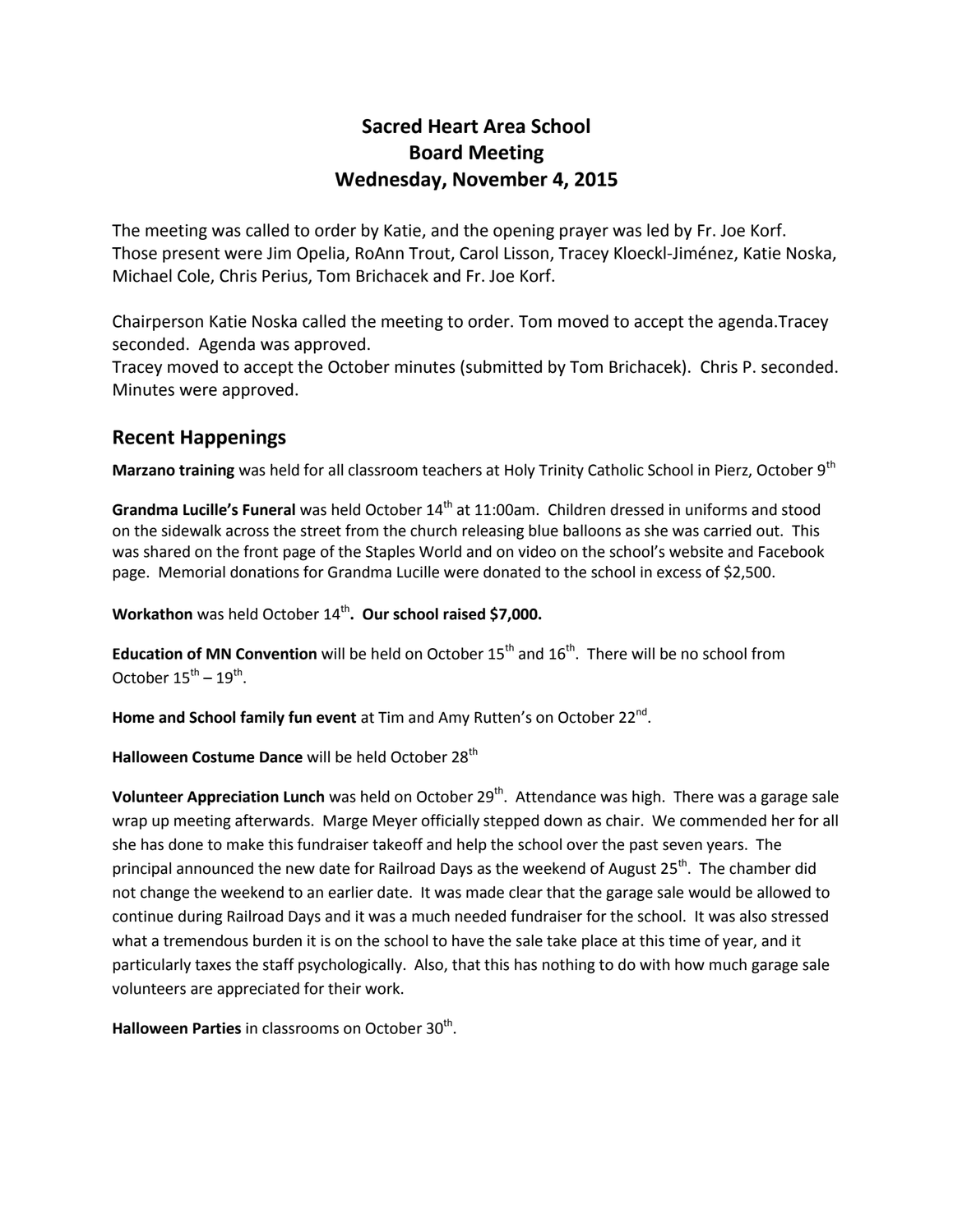# Sacred Heart Area School
# Board Meeting
# Wednesday, November 4, 2015

The meeting was called to order by Katie, and the opening prayer was led by Fr. Joe Korf. Those present were Jim Opelia, RoAnn Trout, Carol Lisson, Tracey Kloeckl-Jiménez, Katie Noska, Michael Cole, Chris Perius, Tom Brichacek and Fr. Joe Korf.

Chairperson Katie Noska called the meeting to order. Tom moved to accept the agenda.Tracey seconded. Agenda was approved.
Tracey moved to accept the October minutes (submitted by Tom Brichacek). Chris P. seconded. Minutes were approved.

## Recent Happenings

**Marzano training** was held for all classroom teachers at Holy Trinity Catholic School in Pierz, October 9th

**Grandma Lucille's Funeral** was held October 14th at 11:00am. Children dressed in uniforms and stood on the sidewalk across the street from the church releasing blue balloons as she was carried out. This was shared on the front page of the Staples World and on video on the school's website and Facebook page. Memorial donations for Grandma Lucille were donated to the school in excess of $2,500.

**Workathon** was held October 14th**. Our school raised $7,000.**

**Education of MN Convention** will be held on October 15th and 16th. There will be no school from October 15th – 19th.

**Home and School family fun event** at Tim and Amy Rutten's on October 22nd.

**Halloween Costume Dance** will be held October 28th

**Volunteer Appreciation Lunch** was held on October 29th. Attendance was high. There was a garage sale wrap up meeting afterwards. Marge Meyer officially stepped down as chair. We commended her for all she has done to make this fundraiser takeoff and help the school over the past seven years. The principal announced the new date for Railroad Days as the weekend of August 25th. The chamber did not change the weekend to an earlier date. It was made clear that the garage sale would be allowed to continue during Railroad Days and it was a much needed fundraiser for the school. It was also stressed what a tremendous burden it is on the school to have the sale take place at this time of year, and it particularly taxes the staff psychologically. Also, that this has nothing to do with how much garage sale volunteers are appreciated for their work.

**Halloween Parties** in classrooms on October 30th.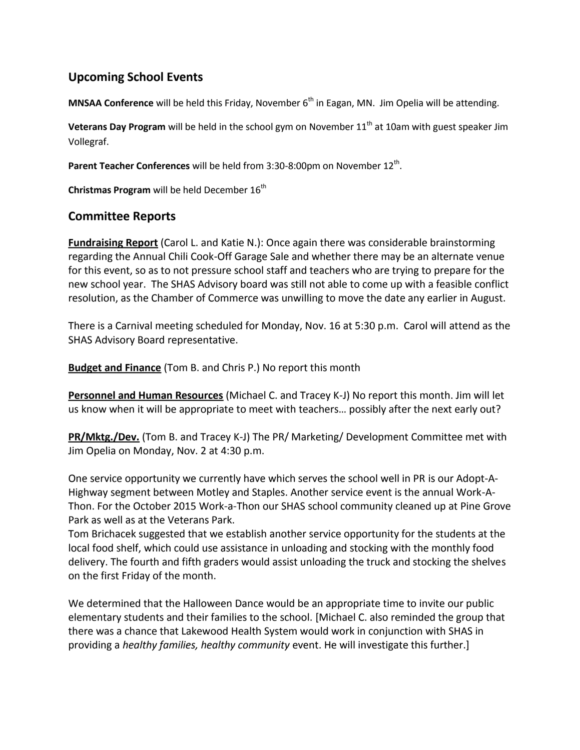## Upcoming School Events

**MNSAA Conference** will be held this Friday, November 6th in Eagan, MN. Jim Opelia will be attending.

**Veterans Day Program** will be held in the school gym on November 11th at 10am with guest speaker Jim Vollegraf.

**Parent Teacher Conferences** will be held from 3:30-8:00pm on November 12th.

**Christmas Program** will be held December 16th

## Committee Reports

**Fundraising Report** (Carol L. and Katie N.): Once again there was considerable brainstorming regarding the Annual Chili Cook-Off Garage Sale and whether there may be an alternate venue for this event, so as to not pressure school staff and teachers who are trying to prepare for the new school year. The SHAS Advisory board was still not able to come up with a feasible conflict resolution, as the Chamber of Commerce was unwilling to move the date any earlier in August.

There is a Carnival meeting scheduled for Monday, Nov. 16 at 5:30 p.m. Carol will attend as the SHAS Advisory Board representative.

**Budget and Finance** (Tom B. and Chris P.) No report this month

**Personnel and Human Resources** (Michael C. and Tracey K-J) No report this month. Jim will let us know when it will be appropriate to meet with teachers… possibly after the next early out?

**PR/Mktg./Dev.** (Tom B. and Tracey K-J) The PR/ Marketing/ Development Committee met with Jim Opelia on Monday, Nov. 2 at 4:30 p.m.

One service opportunity we currently have which serves the school well in PR is our Adopt-A-Highway segment between Motley and Staples. Another service event is the annual Work-A-Thon. For the October 2015 Work-a-Thon our SHAS school community cleaned up at Pine Grove Park as well as at the Veterans Park.
Tom Brichacek suggested that we establish another service opportunity for the students at the local food shelf, which could use assistance in unloading and stocking with the monthly food delivery. The fourth and fifth graders would assist unloading the truck and stocking the shelves on the first Friday of the month.

We determined that the Halloween Dance would be an appropriate time to invite our public elementary students and their families to the school. [Michael C. also reminded the group that there was a chance that Lakewood Health System would work in conjunction with SHAS in providing a *healthy families, healthy community* event. He will investigate this further.]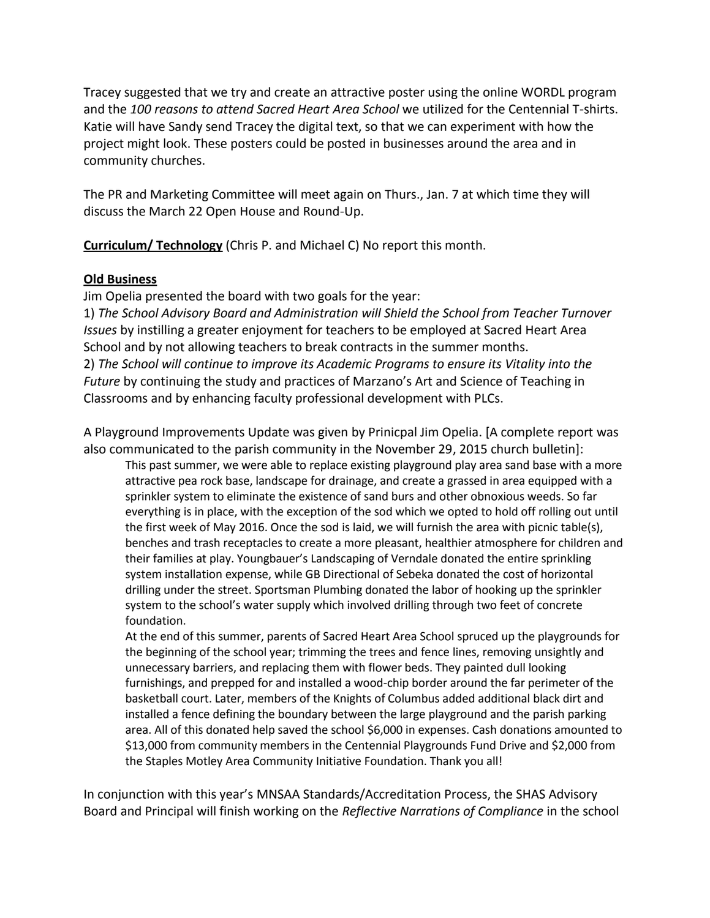Tracey suggested that we try and create an attractive poster using the online WORDL program and the *100 reasons to attend Sacred Heart Area School* we utilized for the Centennial T-shirts. Katie will have Sandy send Tracey the digital text, so that we can experiment with how the project might look. These posters could be posted in businesses around the area and in community churches.

The PR and Marketing Committee will meet again on Thurs., Jan. 7 at which time they will discuss the March 22 Open House and Round-Up.

**<u>Curriculum/ Technology</u>** (Chris P. and Michael C) No report this month.

**<u>Old Business</u>**

Jim Opelia presented the board with two goals for the year:

1) *The School Advisory Board and Administration will Shield the School from Teacher Turnover Issues* by instilling a greater enjoyment for teachers to be employed at Sacred Heart Area School and by not allowing teachers to break contracts in the summer months.

2) *The School will continue to improve its Academic Programs to ensure its Vitality into the Future* by continuing the study and practices of Marzano's Art and Science of Teaching in Classrooms and by enhancing faculty professional development with PLCs.

A Playground Improvements Update was given by Prinicpal Jim Opelia. [A complete report was also communicated to the parish community in the November 29, 2015 church bulletin]:

> This past summer, we were able to replace existing playground play area sand base with a more attractive pea rock base, landscape for drainage, and create a grassed in area equipped with a sprinkler system to eliminate the existence of sand burs and other obnoxious weeds. So far everything is in place, with the exception of the sod which we opted to hold off rolling out until the first week of May 2016. Once the sod is laid, we will furnish the area with picnic table(s), benches and trash receptacles to create a more pleasant, healthier atmosphere for children and their families at play. Youngbauer's Landscaping of Verndale donated the entire sprinkling system installation expense, while GB Directional of Sebeka donated the cost of horizontal drilling under the street. Sportsman Plumbing donated the labor of hooking up the sprinkler system to the school's water supply which involved drilling through two feet of concrete foundation.
>
> At the end of this summer, parents of Sacred Heart Area School spruced up the playgrounds for the beginning of the school year; trimming the trees and fence lines, removing unsightly and unnecessary barriers, and replacing them with flower beds. They painted dull looking furnishings, and prepped for and installed a wood-chip border around the far perimeter of the basketball court. Later, members of the Knights of Columbus added additional black dirt and installed a fence defining the boundary between the large playground and the parish parking area. All of this donated help saved the school $6,000 in expenses. Cash donations amounted to $13,000 from community members in the Centennial Playgrounds Fund Drive and $2,000 from the Staples Motley Area Community Initiative Foundation. Thank you all!

In conjunction with this year's MNSAA Standards/Accreditation Process, the SHAS Advisory Board and Principal will finish working on the *Reflective Narrations of Compliance* in the school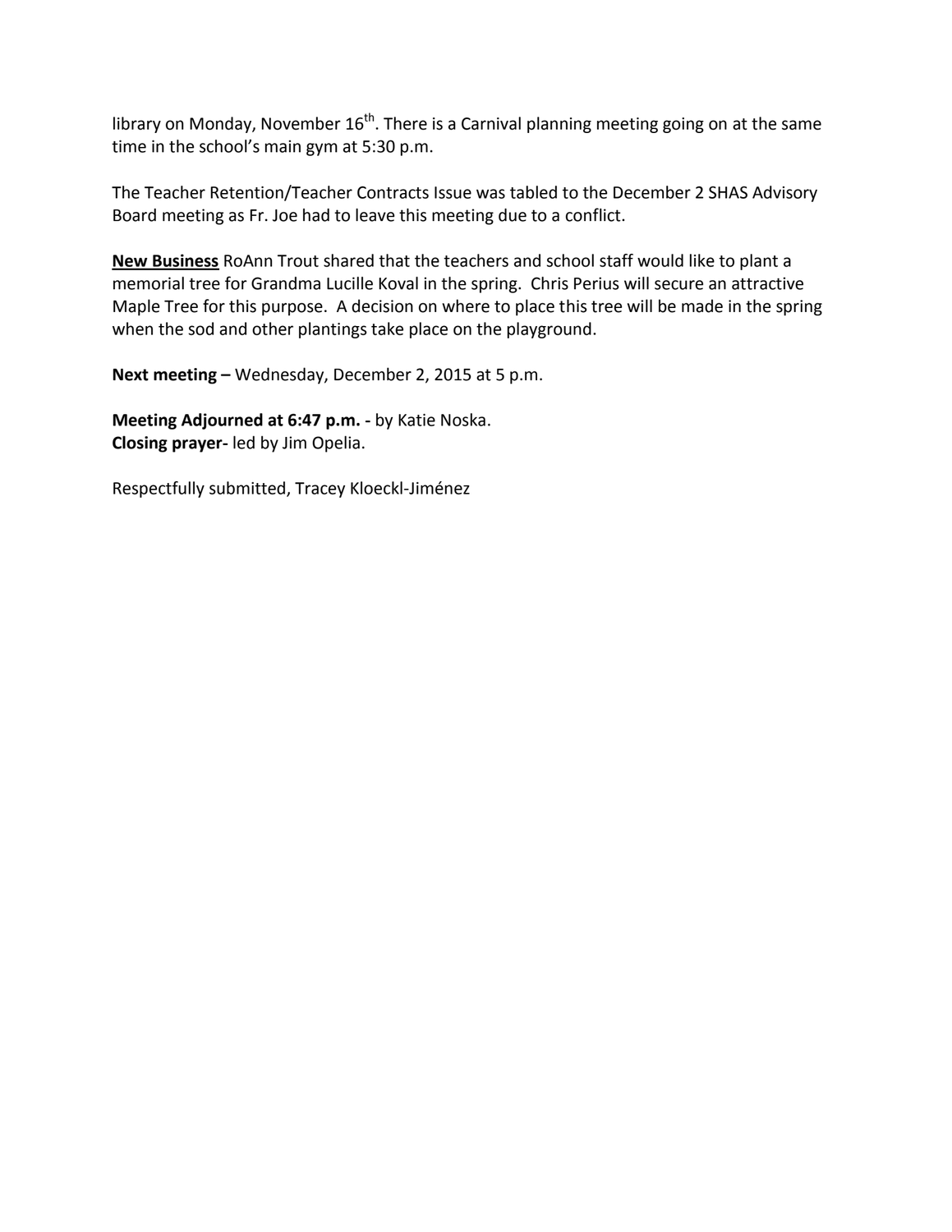library on Monday, November 16th. There is a Carnival planning meeting going on at the same time in the school's main gym at 5:30 p.m.

The Teacher Retention/Teacher Contracts Issue was tabled to the December 2 SHAS Advisory Board meeting as Fr. Joe had to leave this meeting due to a conflict.

**New Business** RoAnn Trout shared that the teachers and school staff would like to plant a memorial tree for Grandma Lucille Koval in the spring. Chris Perius will secure an attractive Maple Tree for this purpose. A decision on where to place this tree will be made in the spring when the sod and other plantings take place on the playground.

**Next meeting –** Wednesday, December 2, 2015 at 5 p.m.

**Meeting Adjourned at 6:47 p.m. -** by Katie Noska.
**Closing prayer-** led by Jim Opelia.

Respectfully submitted, Tracey Kloeckl-Jiménez